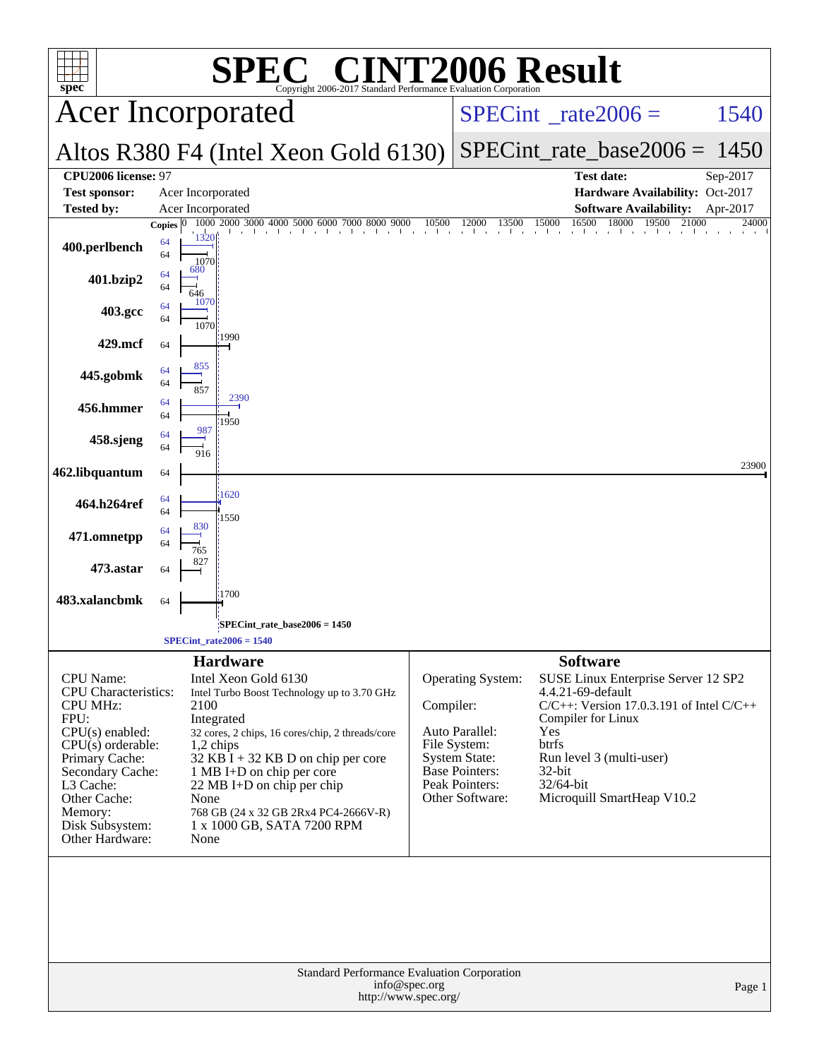# SPEC® CINT2006 Result

Copyright 2006-2017 Standard Performance Evaluation Corporation

## Acer Incorporated

## Altos R380 F4 (Intel Xeon Gold 6130)

SPECint_rate2006 = 1540

SPECint_rate_base2006 = 1450

| | | | |
|---|---|---|---|
| **CPU2006 license:** 97 | | **Test date:** | Sep-2017 |
| **Test sponsor:** | Acer Incorporated | **Hardware Availability:** | Oct-2017 |
| **Tested by:** | Acer Incorporated | **Software Availability:** | Apr-2017 |

| Benchmark | Copies (peak) | Copies (base) | Peak | Base |
|---|---|---|---|---|
| 400.perlbench | 64 | 64 | 1320 | 1070 |
| 401.bzip2 | 64 | 64 | 680 | 646 |
| 403.gcc | 64 | 64 | 1070 | 1070 |
| 429.mcf | | 64 | | 1990 |
| 445.gobmk | 64 | 64 | 855 | 857 |
| 456.hmmer | 64 | 64 | 2390 | 1950 |
| 458.sjeng | 64 | 64 | 987 | 916 |
| 462.libquantum | | 64 | | 23900 |
| 464.h264ref | 64 | 64 | 1620 | 1550 |
| 471.omnetpp | 64 | 64 | 830 | 765 |
| 473.astar | | 64 | | 827 |
| 483.xalancbmk | | 64 | | 1700 |

SPECint_rate_base2006 = 1450

SPECint_rate2006 = 1540

### Hardware

| | |
|---|---|
| CPU Name: | Intel Xeon Gold 6130 |
| CPU Characteristics: | Intel Turbo Boost Technology up to 3.70 GHz |
| CPU MHz: | 2100 |
| FPU: | Integrated |
| CPU(s) enabled: | 32 cores, 2 chips, 16 cores/chip, 2 threads/core |
| CPU(s) orderable: | 1,2 chips |
| Primary Cache: | 32 KB I + 32 KB D on chip per core |
| Secondary Cache: | 1 MB I+D on chip per core |
| L3 Cache: | 22 MB I+D on chip per chip |
| Other Cache: | None |
| Memory: | 768 GB (24 x 32 GB 2Rx4 PC4-2666V-R) |
| Disk Subsystem: | 1 x 1000 GB, SATA 7200 RPM |
| Other Hardware: | None |

### Software

| | |
|---|---|
| Operating System: | SUSE Linux Enterprise Server 12 SP2 4.4.21-69-default |
| Compiler: | C/C++: Version 17.0.3.191 of Intel C/C++ Compiler for Linux |
| Auto Parallel: | Yes |
| File System: | btrfs |
| System State: | Run level 3 (multi-user) |
| Base Pointers: | 32-bit |
| Peak Pointers: | 32/64-bit |
| Other Software: | Microquill SmartHeap V10.2 |

Standard Performance Evaluation Corporation
info@spec.org
http://www.spec.org/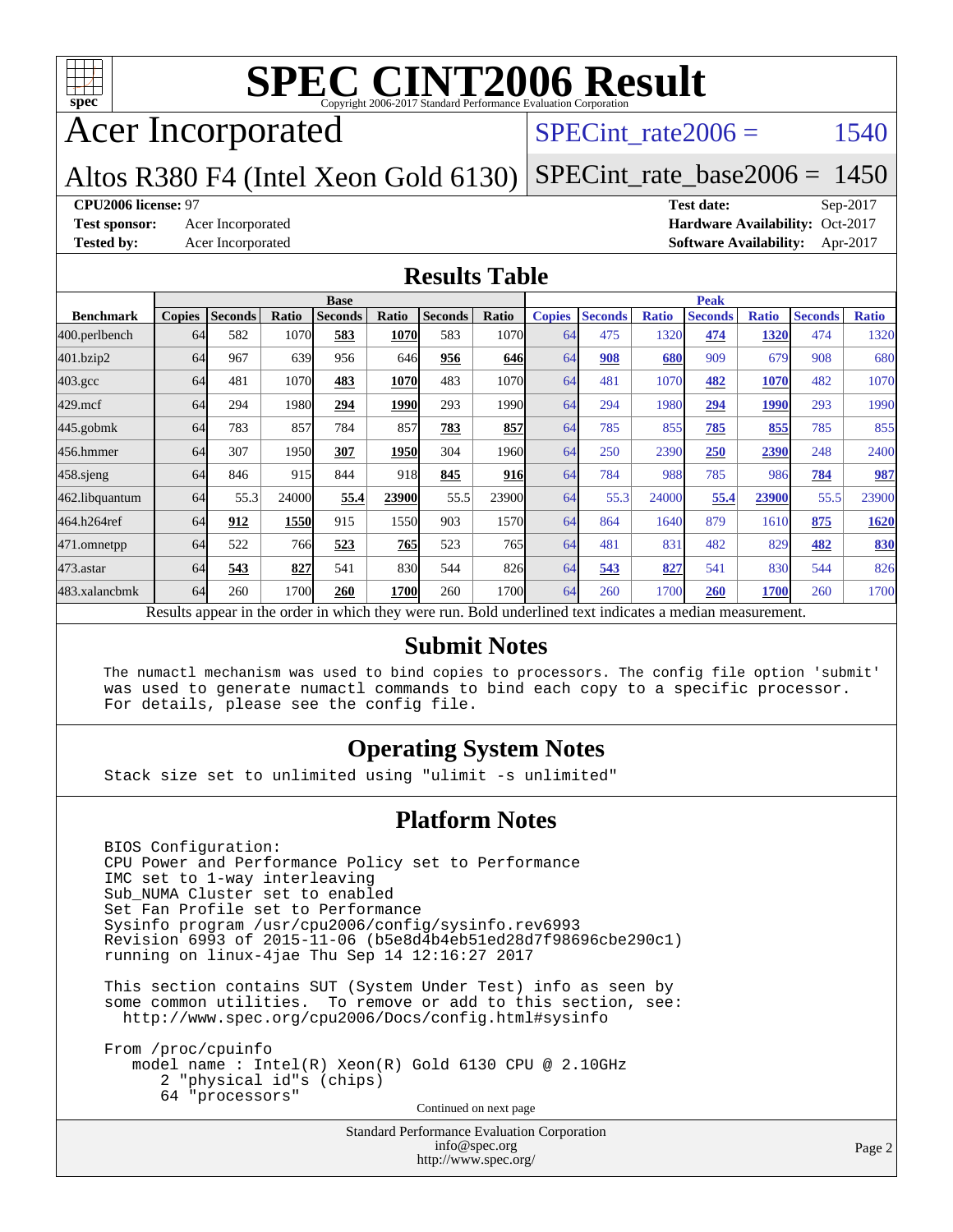# SPEC CINT2006 Result

Copyright 2006-2017 Standard Performance Evaluation Corporation

## Acer Incorporated

Altos R380 F4 (Intel Xeon Gold 6130)

SPECint_rate2006 = 1540

SPECint_rate_base2006 = 1450

**CPU2006 license:** 97

**Test sponsor:** Acer Incorporated

**Tested by:** Acer Incorporated

**Test date:** Sep-2017

**Hardware Availability:** Oct-2017

**Software Availability:** Apr-2017

## Results Table

| | Base | | | | | | | Peak | | | | | | |
|---|---|---|---|---|---|---|---|---|---|---|---|---|---|---|
| **Benchmark** | **Copies** | **Seconds** | **Ratio** | **Seconds** | **Ratio** | **Seconds** | **Ratio** | **Copies** | **Seconds** | **Ratio** | **Seconds** | **Ratio** | **Seconds** | **Ratio** |
| 400.perlbench | 64 | 582 | 1070 | **583** | **1070** | 583 | 1070 | 64 | 475 | 1320 | **474** | **1320** | 474 | 1320 |
| 401.bzip2 | 64 | 967 | 639 | 956 | 646 | **956** | **646** | 64 | **908** | **680** | 909 | 679 | 908 | 680 |
| 403.gcc | 64 | 481 | 1070 | **483** | **1070** | 483 | 1070 | 64 | 481 | 1070 | **482** | **1070** | 482 | 1070 |
| 429.mcf | 64 | 294 | 1980 | **294** | **1990** | 293 | 1990 | 64 | 294 | 1980 | **294** | **1990** | 293 | 1990 |
| 445.gobmk | 64 | 783 | 857 | 784 | 857 | **783** | **857** | 64 | 785 | 855 | **785** | **855** | 785 | 855 |
| 456.hmmer | 64 | 307 | 1950 | **307** | **1950** | 304 | 1960 | 64 | 250 | 2390 | **250** | **2390** | 248 | 2400 |
| 458.sjeng | 64 | 846 | 915 | 844 | 918 | **845** | **916** | 64 | 784 | 988 | 785 | 986 | **784** | **987** |
| 462.libquantum | 64 | 55.3 | 24000 | **55.4** | **23900** | 55.5 | 23900 | 64 | 55.3 | 24000 | **55.4** | **23900** | 55.5 | 23900 |
| 464.h264ref | 64 | **912** | **1550** | 915 | 1550 | 903 | 1570 | 64 | 864 | 1640 | 879 | 1610 | **875** | **1620** |
| 471.omnetpp | 64 | 522 | 766 | **523** | **765** | 523 | 765 | 64 | 481 | 831 | 482 | 829 | **482** | **830** |
| 473.astar | 64 | **543** | **827** | 541 | 830 | 544 | 826 | 64 | **543** | **827** | 541 | 830 | 544 | 826 |
| 483.xalancbmk | 64 | 260 | 1700 | **260** | **1700** | 260 | 1700 | 64 | 260 | 1700 | **260** | **1700** | 260 | 1700 |

Results appear in the order in which they were run. Bold underlined text indicates a median measurement.

## Submit Notes

```
The numactl mechanism was used to bind copies to processors. The config file option 'submit'
was used to generate numactl commands to bind each copy to a specific processor.
For details, please see the config file.
```

## Operating System Notes

```
Stack size set to unlimited using "ulimit -s unlimited"
```

## Platform Notes

```
BIOS Configuration:
CPU Power and Performance Policy set to Performance
IMC set to 1-way interleaving
Sub_NUMA Cluster set to enabled
Set Fan Profile set to Performance
Sysinfo program /usr/cpu2006/config/sysinfo.rev6993
Revision 6993 of 2015-11-06 (b5e8d4b4eb51ed28d7f98696cbe290c1)
running on linux-4jae Thu Sep 14 12:16:27 2017

This section contains SUT (System Under Test) info as seen by
some common utilities.  To remove or add to this section, see:
  http://www.spec.org/cpu2006/Docs/config.html#sysinfo

From /proc/cpuinfo
   model name : Intel(R) Xeon(R) Gold 6130 CPU @ 2.10GHz
      2 "physical id"s (chips)
      64 "processors"
```

Continued on next page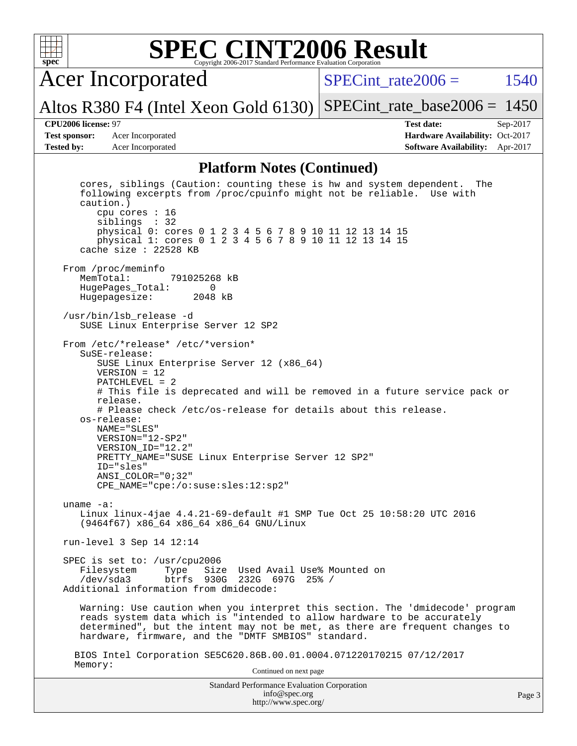# SPEC CINT2006 Result

Copyright 2006-2017 Standard Performance Evaluation Corporation

## Acer Incorporated

Altos R380 F4 (Intel Xeon Gold 6130)

SPECint_rate2006 = 1540

SPECint_rate_base2006 = 1450

**CPU2006 license:** 97
**Test sponsor:** Acer Incorporated
**Tested by:** Acer Incorporated

**Test date:** Sep-2017
**Hardware Availability:** Oct-2017
**Software Availability:** Apr-2017

### Platform Notes (Continued)

```
    cores, siblings (Caution: counting these is hw and system dependent.  The
    following excerpts from /proc/cpuinfo might not be reliable.  Use with
    caution.)
       cpu cores : 16
       siblings  : 32
       physical 0: cores 0 1 2 3 4 5 6 7 8 9 10 11 12 13 14 15
       physical 1: cores 0 1 2 3 4 5 6 7 8 9 10 11 12 13 14 15
    cache size : 22528 KB

 From /proc/meminfo
    MemTotal:       791025268 kB
    HugePages_Total:       0
    Hugepagesize:       2048 kB

 /usr/bin/lsb_release -d
    SUSE Linux Enterprise Server 12 SP2

 From /etc/*release* /etc/*version*
    SuSE-release:
       SUSE Linux Enterprise Server 12 (x86_64)
       VERSION = 12
       PATCHLEVEL = 2
       # This file is deprecated and will be removed in a future service pack or
       release.
       # Please check /etc/os-release for details about this release.
    os-release:
       NAME="SLES"
       VERSION="12-SP2"
       VERSION_ID="12.2"
       PRETTY_NAME="SUSE Linux Enterprise Server 12 SP2"
       ID="sles"
       ANSI_COLOR="0;32"
       CPE_NAME="cpe:/o:suse:sles:12:sp2"

 uname -a:
    Linux linux-4jae 4.4.21-69-default #1 SMP Tue Oct 25 10:58:20 UTC 2016
    (9464f67) x86_64 x86_64 x86_64 GNU/Linux

 run-level 3 Sep 14 12:14

 SPEC is set to: /usr/cpu2006
    Filesystem     Type   Size  Used Avail Use% Mounted on
    /dev/sda3      btrfs  930G  232G  697G  25% /
 Additional information from dmidecode:

    Warning: Use caution when you interpret this section. The 'dmidecode' program
    reads system data which is "intended to allow hardware to be accurately
    determined", but the intent may not be met, as there are frequent changes to
    hardware, firmware, and the "DMTF SMBIOS" standard.

   BIOS Intel Corporation SE5C620.86B.00.01.0004.071220170215 07/12/2017
   Memory:
```

Continued on next page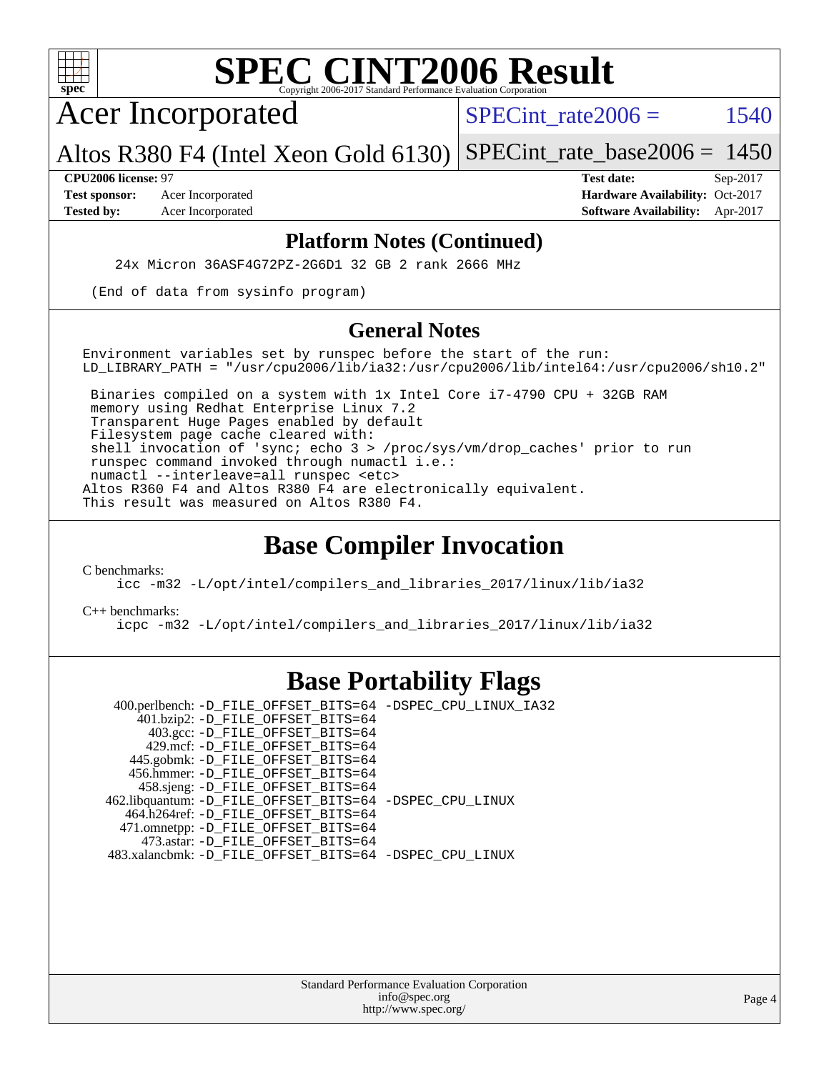# SPEC CINT2006 Result

Copyright 2006-2017 Standard Performance Evaluation Corporation

## Acer Incorporated

Altos R380 F4 (Intel Xeon Gold 6130)

SPECint_rate2006 = 1540

SPECint_rate_base2006 = 1450

**CPU2006 license:** 97
**Test sponsor:** Acer Incorporated
**Tested by:** Acer Incorporated

**Test date:** Sep-2017
**Hardware Availability:** Oct-2017
**Software Availability:** Apr-2017

### Platform Notes (Continued)

```
24x Micron 36ASF4G72PZ-2G6D1 32 GB 2 rank 2666 MHz

(End of data from sysinfo program)
```

### General Notes

```
Environment variables set by runspec before the start of the run:
LD_LIBRARY_PATH = "/usr/cpu2006/lib/ia32:/usr/cpu2006/lib/intel64:/usr/cpu2006/sh10.2"

 Binaries compiled on a system with 1x Intel Core i7-4790 CPU + 32GB RAM
 memory using Redhat Enterprise Linux 7.2
 Transparent Huge Pages enabled by default
 Filesystem page cache cleared with:
 shell invocation of 'sync; echo 3 > /proc/sys/vm/drop_caches' prior to run
 runspec command invoked through numactl i.e.:
 numactl --interleave=all runspec <etc>
Altos R360 F4 and Altos R380 F4 are electronically equivalent.
This result was measured on Altos R380 F4.
```

## Base Compiler Invocation

C benchmarks:

```
icc -m32 -L/opt/intel/compilers_and_libraries_2017/linux/lib/ia32
```

C++ benchmarks:

```
icpc -m32 -L/opt/intel/compilers_and_libraries_2017/linux/lib/ia32
```

## Base Portability Flags

```
  400.perlbench: -D_FILE_OFFSET_BITS=64 -DSPEC_CPU_LINUX_IA32
      401.bzip2: -D_FILE_OFFSET_BITS=64
        403.gcc: -D_FILE_OFFSET_BITS=64
        429.mcf: -D_FILE_OFFSET_BITS=64
      445.gobmk: -D_FILE_OFFSET_BITS=64
     456.hmmer: -D_FILE_OFFSET_BITS=64
      458.sjeng: -D_FILE_OFFSET_BITS=64
 462.libquantum: -D_FILE_OFFSET_BITS=64 -DSPEC_CPU_LINUX
    464.h264ref: -D_FILE_OFFSET_BITS=64
    471.omnetpp: -D_FILE_OFFSET_BITS=64
      473.astar: -D_FILE_OFFSET_BITS=64
 483.xalancbmk: -D_FILE_OFFSET_BITS=64 -DSPEC_CPU_LINUX
```

Standard Performance Evaluation Corporation
info@spec.org
http://www.spec.org/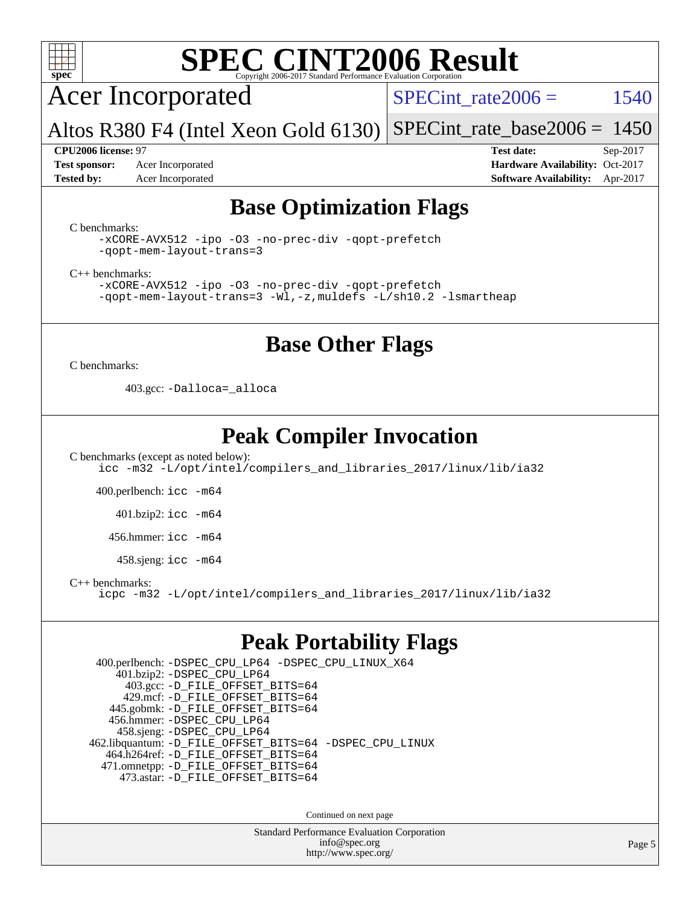# SPEC CINT2006 Result

Copyright 2006-2017 Standard Performance Evaluation Corporation

## Acer Incorporated

Altos R380 F4 (Intel Xeon Gold 6130)

SPECint_rate2006 = 1540

SPECint_rate_base2006 = 1450

**CPU2006 license:** 97
**Test sponsor:** Acer Incorporated
**Tested by:** Acer Incorporated

**Test date:** Sep-2017
**Hardware Availability:** Oct-2017
**Software Availability:** Apr-2017

## Base Optimization Flags

C benchmarks:

```
-xCORE-AVX512 -ipo -O3 -no-prec-div -qopt-prefetch
-qopt-mem-layout-trans=3
```

C++ benchmarks:

```
-xCORE-AVX512 -ipo -O3 -no-prec-div -qopt-prefetch
-qopt-mem-layout-trans=3 -Wl,-z,muldefs -L/sh10.2 -lsmartheap
```

## Base Other Flags

C benchmarks:

403.gcc: `-Dalloca=_alloca`

## Peak Compiler Invocation

C benchmarks (except as noted below):

```
icc -m32 -L/opt/intel/compilers_and_libraries_2017/linux/lib/ia32
```

400.perlbench: `icc -m64`

401.bzip2: `icc -m64`

456.hmmer: `icc -m64`

458.sjeng: `icc -m64`

C++ benchmarks:

```
icpc -m32 -L/opt/intel/compilers_and_libraries_2017/linux/lib/ia32
```

## Peak Portability Flags

400.perlbench: `-DSPEC_CPU_LP64 -DSPEC_CPU_LINUX_X64`
401.bzip2: `-DSPEC_CPU_LP64`
403.gcc: `-D_FILE_OFFSET_BITS=64`
429.mcf: `-D_FILE_OFFSET_BITS=64`
445.gobmk: `-D_FILE_OFFSET_BITS=64`
456.hmmer: `-DSPEC_CPU_LP64`
458.sjeng: `-DSPEC_CPU_LP64`
462.libquantum: `-D_FILE_OFFSET_BITS=64 -DSPEC_CPU_LINUX`
464.h264ref: `-D_FILE_OFFSET_BITS=64`
471.omnetpp: `-D_FILE_OFFSET_BITS=64`
473.astar: `-D_FILE_OFFSET_BITS=64`

Continued on next page

Standard Performance Evaluation Corporation
info@spec.org
http://www.spec.org/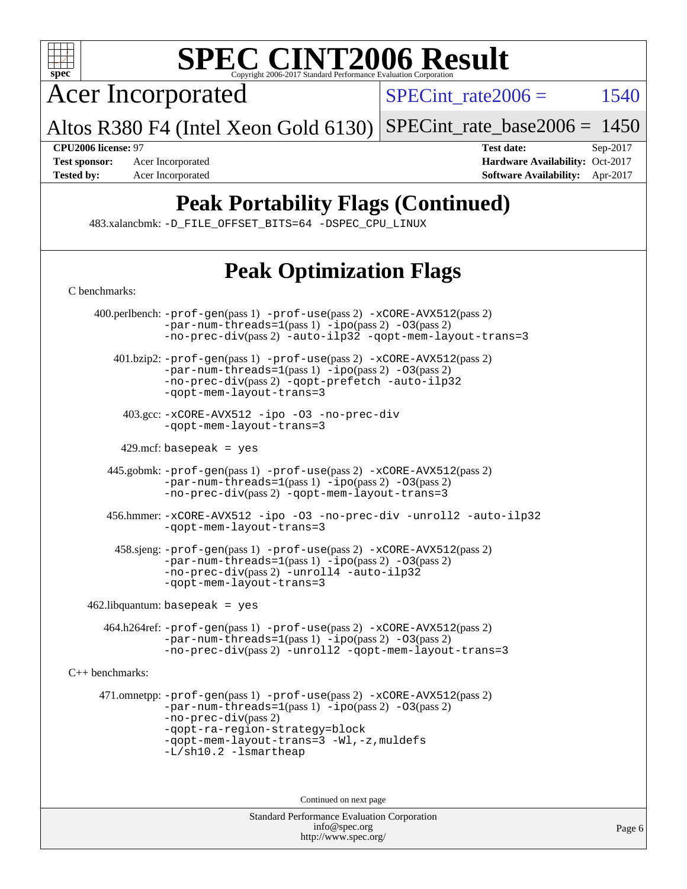# SPEC CINT2006 Result

Copyright 2006-2017 Standard Performance Evaluation Corporation

## Acer Incorporated

Altos R380 F4 (Intel Xeon Gold 6130)

SPECint_rate2006 = 1540

SPECint_rate_base2006 = 1450

**CPU2006 license:** 97
**Test sponsor:** Acer Incorporated
**Tested by:** Acer Incorporated

**Test date:** Sep-2017
**Hardware Availability:** Oct-2017
**Software Availability:** Apr-2017

## Peak Portability Flags (Continued)

483.xalancbmk: -D_FILE_OFFSET_BITS=64 -DSPEC_CPU_LINUX

## Peak Optimization Flags

C benchmarks:

400.perlbench: -prof-gen(pass 1) -prof-use(pass 2) -xCORE-AVX512(pass 2) -par-num-threads=1(pass 1) -ipo(pass 2) -O3(pass 2) -no-prec-div(pass 2) -auto-ilp32 -qopt-mem-layout-trans=3

401.bzip2: -prof-gen(pass 1) -prof-use(pass 2) -xCORE-AVX512(pass 2) -par-num-threads=1(pass 1) -ipo(pass 2) -O3(pass 2) -no-prec-div(pass 2) -qopt-prefetch -auto-ilp32 -qopt-mem-layout-trans=3

403.gcc: -xCORE-AVX512 -ipo -O3 -no-prec-div -qopt-mem-layout-trans=3

429.mcf: basepeak = yes

445.gobmk: -prof-gen(pass 1) -prof-use(pass 2) -xCORE-AVX512(pass 2) -par-num-threads=1(pass 1) -ipo(pass 2) -O3(pass 2) -no-prec-div(pass 2) -qopt-mem-layout-trans=3

456.hmmer: -xCORE-AVX512 -ipo -O3 -no-prec-div -unroll2 -auto-ilp32 -qopt-mem-layout-trans=3

458.sjeng: -prof-gen(pass 1) -prof-use(pass 2) -xCORE-AVX512(pass 2) -par-num-threads=1(pass 1) -ipo(pass 2) -O3(pass 2) -no-prec-div(pass 2) -unroll4 -auto-ilp32 -qopt-mem-layout-trans=3

462.libquantum: basepeak = yes

464.h264ref: -prof-gen(pass 1) -prof-use(pass 2) -xCORE-AVX512(pass 2) -par-num-threads=1(pass 1) -ipo(pass 2) -O3(pass 2) -no-prec-div(pass 2) -unroll2 -qopt-mem-layout-trans=3

C++ benchmarks:

471.omnetpp: -prof-gen(pass 1) -prof-use(pass 2) -xCORE-AVX512(pass 2) -par-num-threads=1(pass 1) -ipo(pass 2) -O3(pass 2) -no-prec-div(pass 2) -qopt-ra-region-strategy=block -qopt-mem-layout-trans=3 -Wl,-z,muldefs -L/sh10.2 -lsmartheap

Continued on next page

Standard Performance Evaluation Corporation
info@spec.org
http://www.spec.org/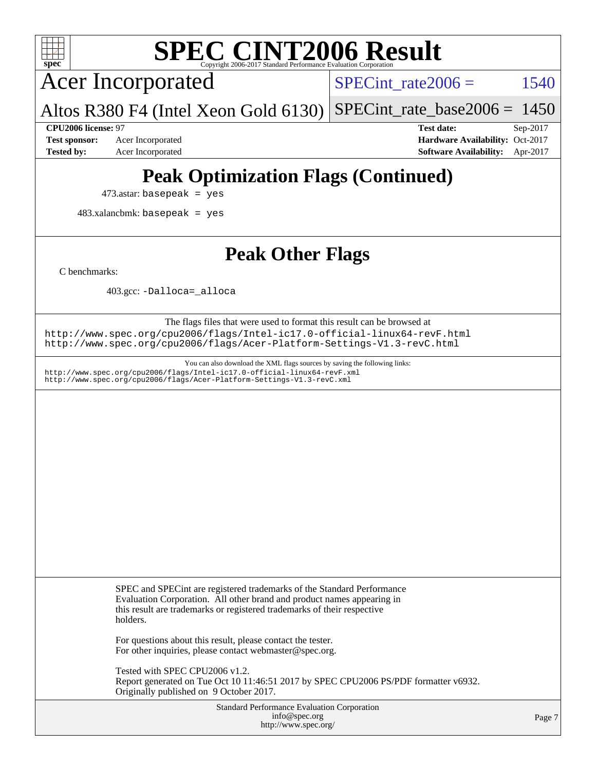## Peak Optimization Flags (Continued)

473.astar: `basepeak = yes`

483.xalancbmk: `basepeak = yes`

## Peak Other Flags

C benchmarks:

403.gcc: `-Dalloca=_alloca`

The flags files that were used to format this result can be browsed at
http://www.spec.org/cpu2006/flags/Intel-ic17.0-official-linux64-revF.html
http://www.spec.org/cpu2006/flags/Acer-Platform-Settings-V1.3-revC.html

You can also download the XML flags sources by saving the following links:
http://www.spec.org/cpu2006/flags/Intel-ic17.0-official-linux64-revF.xml
http://www.spec.org/cpu2006/flags/Acer-Platform-Settings-V1.3-revC.xml

SPEC and SPECint are registered trademarks of the Standard Performance Evaluation Corporation. All other brand and product names appearing in this result are trademarks or registered trademarks of their respective holders.

For questions about this result, please contact the tester.
For other inquiries, please contact webmaster@spec.org.

Tested with SPEC CPU2006 v1.2.
Report generated on Tue Oct 10 11:46:51 2017 by SPEC CPU2006 PS/PDF formatter v6932.
Originally published on 9 October 2017.